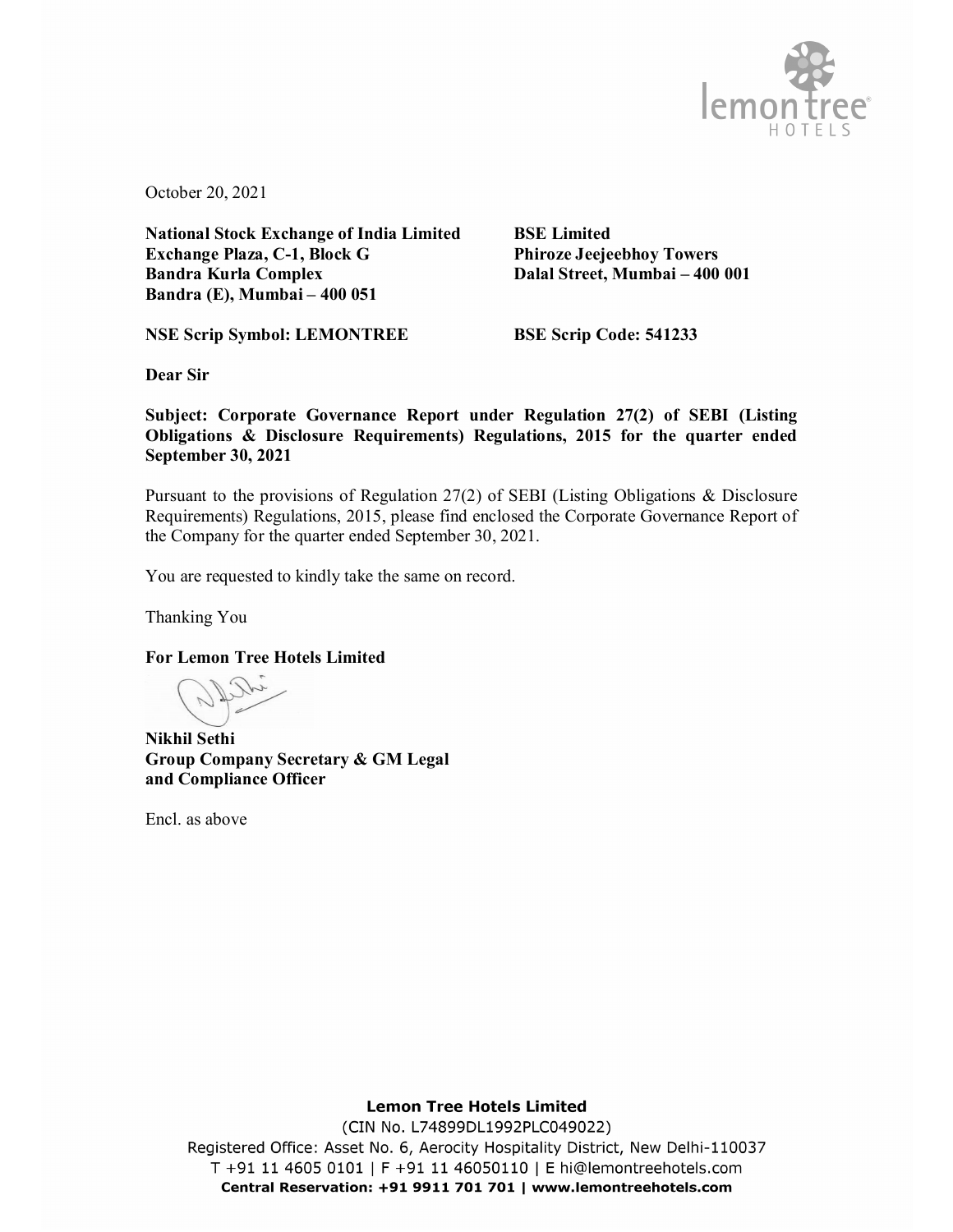October 20, 2021

**National Stock Exchange of India Limited**
**Exchange Plaza, C-1, Block G**
**Bandra Kurla Complex**
**Bandra (E), Mumbai – 400 051**

**BSE Limited**
**Phiroze Jeejeebhoy Towers**
**Dalal Street, Mumbai – 400 001**

**NSE Scrip Symbol: LEMONTREE**

**BSE Scrip Code: 541233**

**Dear Sir**

**Subject: Corporate Governance Report under Regulation 27(2) of SEBI (Listing Obligations & Disclosure Requirements) Regulations, 2015 for the quarter ended September 30, 2021**

Pursuant to the provisions of Regulation 27(2) of SEBI (Listing Obligations & Disclosure Requirements) Regulations, 2015, please find enclosed the Corporate Governance Report of the Company for the quarter ended September 30, 2021.

You are requested to kindly take the same on record.

Thanking You

**For Lemon Tree Hotels Limited**

**Nikhil Sethi**
**Group Company Secretary & GM Legal and Compliance Officer**

Encl. as above

**Lemon Tree Hotels Limited**
(CIN No. L74899DL1992PLC049022)
Registered Office: Asset No. 6, Aerocity Hospitality District, New Delhi-110037
T +91 11 4605 0101 | F +91 11 46050110 | E hi@lemontreehotels.com
**Central Reservation: +91 9911 701 701 | www.lemontreehotels.com**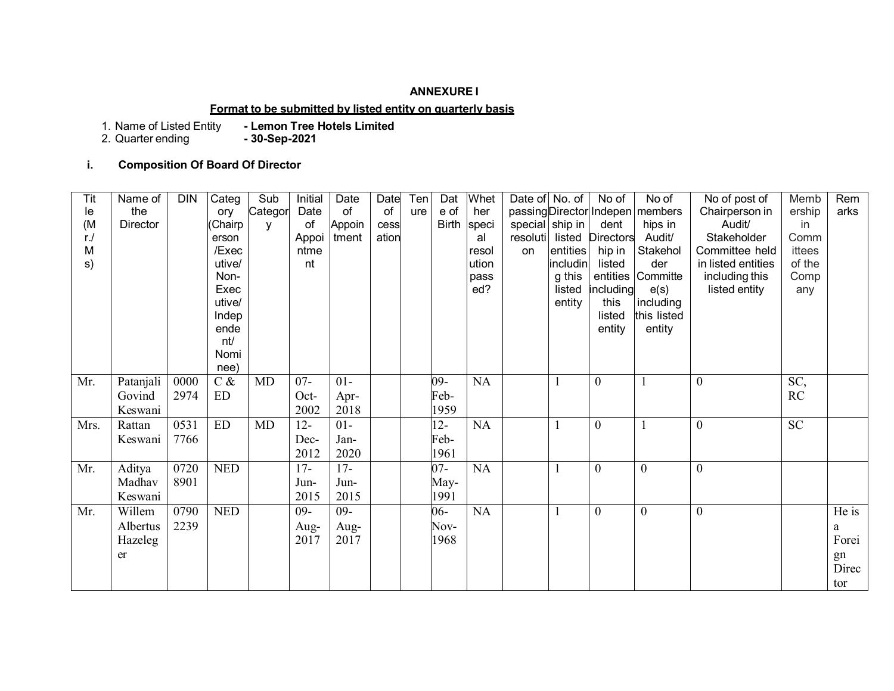**ANNEXURE I**

**Format to be submitted by listed entity on quarterly basis**

1. Name of Listed Entity **- Lemon Tree Hotels Limited**
2. Quarter ending **- 30-Sep-2021**

**i. Composition Of Board Of Director**

| Title (Mr./Ms) | Name of the Director | DIN | Category (Chairperson /Executive/ Non-Executive/ Independent/ Nominee) | Sub Category | Initial Date of Appointment | Date of Appointment | Date of cessation | Tenure | Date of Birth | Whether special resolution passed? | Date of passing special resolution | No. of Directorship in listed entities including this listed entity | No of Independent Directorship in listed entities including this listed entity | No of memberships in Audit/ Stakeholder Committee(s) including this listed entity | No of post of Chairperson in Audit/ Stakeholder Committee held in listed entities including this listed entity | Membership in Committees of the Company | Remarks |
|---|---|---|---|---|---|---|---|---|---|---|---|---|---|---|---|---|---|
| Mr. | Patanjali Govind Keswani | 00002974 | C & ED | MD | 07-Oct-2002 | 01-Apr-2018 | | | 09-Feb-1959 | NA | | 1 | 0 | 1 | 0 | SC, RC | |
| Mrs. | Rattan Keswani | 05317766 | ED | MD | 12-Dec-2012 | 01-Jan-2020 | | | 12-Feb-1961 | NA | | 1 | 0 | 1 | 0 | SC | |
| Mr. | Aditya Madhav Keswani | 07208901 | NED | | 17-Jun-2015 | 17-Jun-2015 | | | 07-May-1991 | NA | | 1 | 0 | 0 | 0 | | |
| Mr. | Willem Albertus Hazeleger | 07902239 | NED | | 09-Aug-2017 | 09-Aug-2017 | | | 06-Nov-1968 | NA | | 1 | 0 | 0 | 0 | | He is a Foreign Director |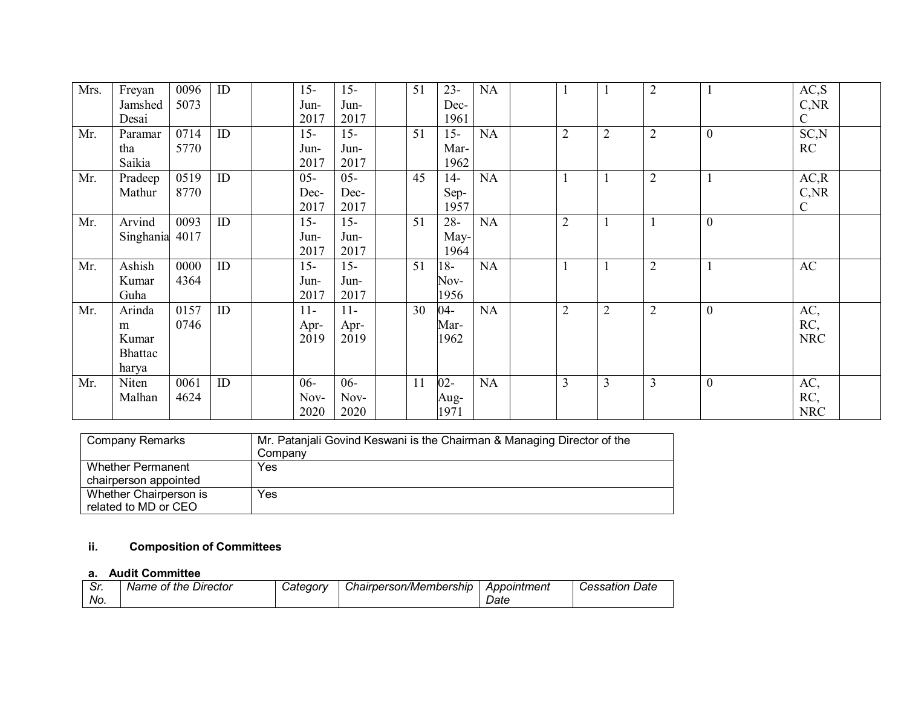| | | | | | | | | | | | | | | | | | |
|---|---|---|---|---|---|---|---|---|---|---|---|---|---|---|---|---|---|
| Mrs. | Freyan Jamshed Desai | 00965073 | ID | | 15-Jun-2017 | 15-Jun-2017 | | 51 | 23-Dec-1961 | NA | | 1 | 1 | 2 | 1 | AC,SC,NRC | |
| Mr. | Paramartha Saikia | 07145770 | ID | | 15-Jun-2017 | 15-Jun-2017 | | 51 | 15-Mar-1962 | NA | | 2 | 2 | 2 | 0 | SC,NRC | |
| Mr. | Pradeep Mathur | 05198770 | ID | | 05-Dec-2017 | 05-Dec-2017 | | 45 | 14-Sep-1957 | NA | | 1 | 1 | 2 | 1 | AC,RC,NRC | |
| Mr. | Arvind Singhania | 00934017 | ID | | 15-Jun-2017 | 15-Jun-2017 | | 51 | 28-May-1964 | NA | | 2 | 1 | 1 | 0 | | |
| Mr. | Ashish Kumar Guha | 00004364 | ID | | 15-Jun-2017 | 15-Jun-2017 | | 51 | 18-Nov-1956 | NA | | 1 | 1 | 2 | 1 | AC | |
| Mr. | Arindam Kumar Bhattacharya | 01570746 | ID | | 11-Apr-2019 | 11-Apr-2019 | | 30 | 04-Mar-1962 | NA | | 2 | 2 | 2 | 0 | AC, RC, NRC | |
| Mr. | Niten Malhan | 00614624 | ID | | 06-Nov-2020 | 06-Nov-2020 | | 11 | 02-Aug-1971 | NA | | 3 | 3 | 3 | 0 | AC, RC, NRC | |

| | |
|---|---|
| Company Remarks | Mr. Patanjali Govind Keswani is the Chairman & Managing Director of the Company |
| Whether Permanent chairperson appointed | Yes |
| Whether Chairperson is related to MD or CEO | Yes |

### ii. Composition of Committees

#### a. Audit Committee

| *Sr. No.* | *Name of the Director* | *Category* | *Chairperson/Membership* | *Appointment Date* | *Cessation Date* |
|---|---|---|---|---|---|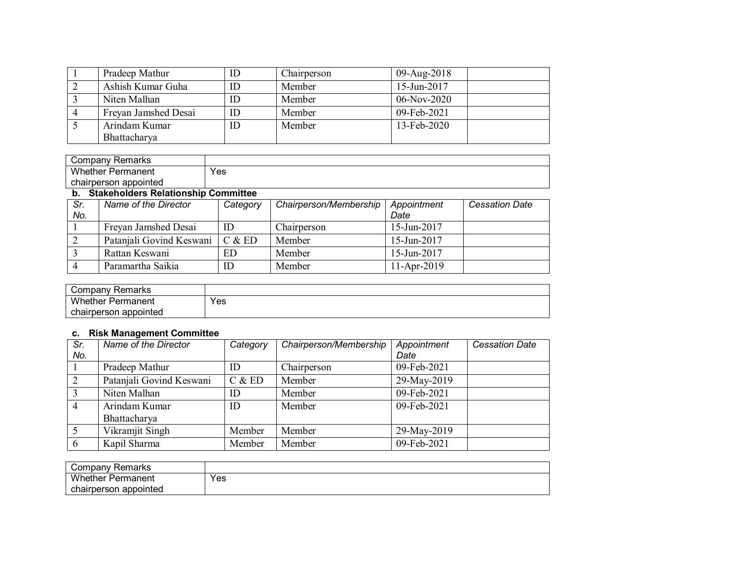| | | | | | |
|---|---|---|---|---|---|
| 1 | Pradeep Mathur | ID | Chairperson | 09-Aug-2018 | |
| 2 | Ashish Kumar Guha | ID | Member | 15-Jun-2017 | |
| 3 | Niten Malhan | ID | Member | 06-Nov-2020 | |
| 4 | Freyan Jamshed Desai | ID | Member | 09-Feb-2021 | |
| 5 | Arindam Kumar Bhattacharya | ID | Member | 13-Feb-2020 | |

| Company Remarks | |
|---|---|
| Whether Permanent chairperson appointed | Yes |

### b. Stakeholders Relationship Committee

| *Sr. No.* | *Name of the Director* | *Category* | *Chairperson/Membership* | *Appointment Date* | *Cessation Date* |
|---|---|---|---|---|---|
| 1 | Freyan Jamshed Desai | ID | Chairperson | 15-Jun-2017 | |
| 2 | Patanjali Govind Keswani | C & ED | Member | 15-Jun-2017 | |
| 3 | Rattan Keswani | ED | Member | 15-Jun-2017 | |
| 4 | Paramartha Saikia | ID | Member | 11-Apr-2019 | |

| Company Remarks | |
|---|---|
| Whether Permanent chairperson appointed | Yes |

### c. Risk Management Committee

| *Sr. No.* | *Name of the Director* | *Category* | *Chairperson/Membership* | *Appointment Date* | *Cessation Date* |
|---|---|---|---|---|---|
| 1 | Pradeep Mathur | ID | Chairperson | 09-Feb-2021 | |
| 2 | Patanjali Govind Keswani | C & ED | Member | 29-May-2019 | |
| 3 | Niten Malhan | ID | Member | 09-Feb-2021 | |
| 4 | Arindam Kumar Bhattacharya | ID | Member | 09-Feb-2021 | |
| 5 | Vikramjit Singh | Member | Member | 29-May-2019 | |
| 6 | Kapil Sharma | Member | Member | 09-Feb-2021 | |

| Company Remarks | |
|---|---|
| Whether Permanent chairperson appointed | Yes |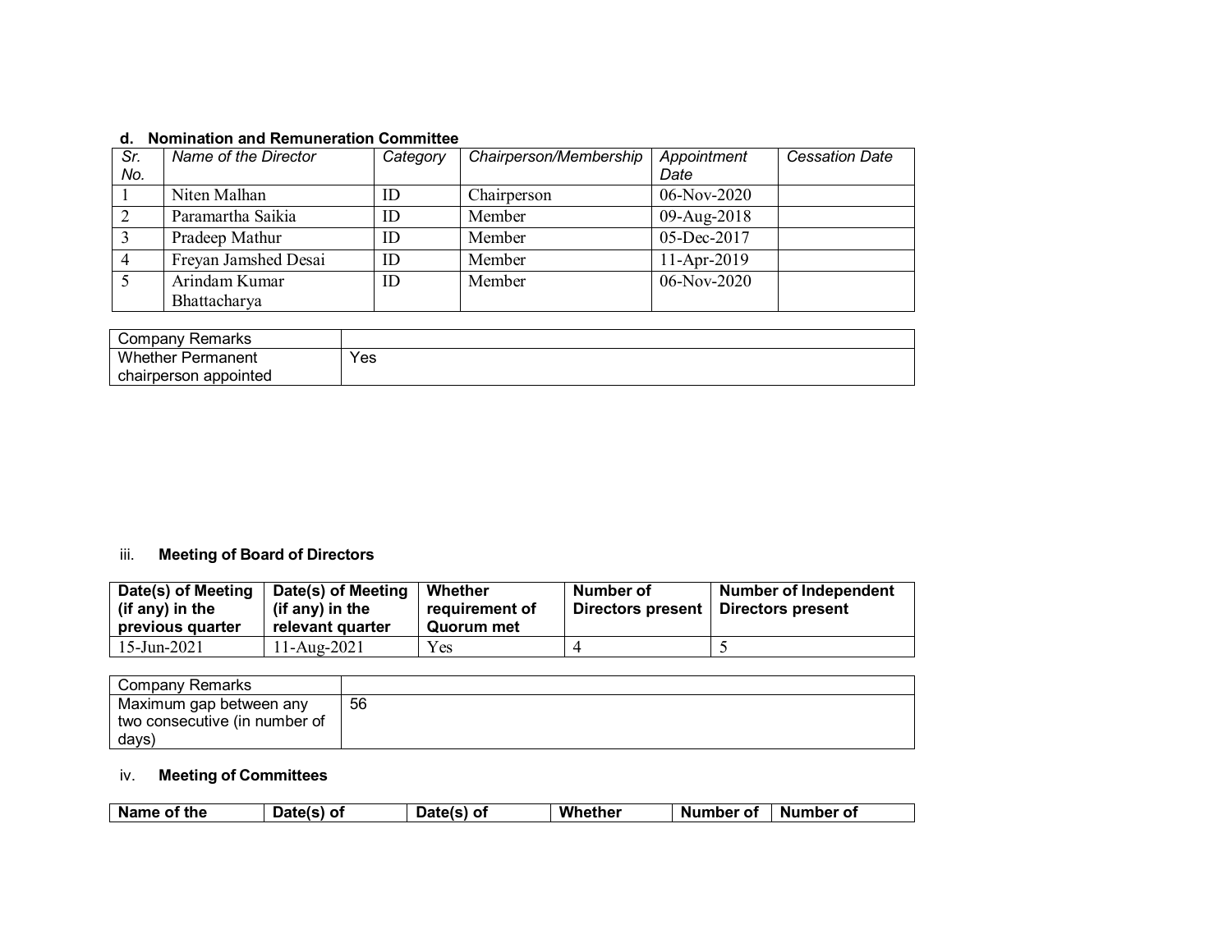**d. Nomination and Remuneration Committee**

| *Sr. No.* | *Name of the Director* | *Category* | *Chairperson/Membership* | *Appointment Date* | *Cessation Date* |
|---|---|---|---|---|---|
| 1 | Niten Malhan | ID | Chairperson | 06-Nov-2020 | |
| 2 | Paramartha Saikia | ID | Member | 09-Aug-2018 | |
| 3 | Pradeep Mathur | ID | Member | 05-Dec-2017 | |
| 4 | Freyan Jamshed Desai | ID | Member | 11-Apr-2019 | |
| 5 | Arindam Kumar Bhattacharya | ID | Member | 06-Nov-2020 | |

| | |
|---|---|
| Company Remarks | |
| Whether Permanent chairperson appointed | Yes |

iii. **Meeting of Board of Directors**

| **Date(s) of Meeting (if any) in the previous quarter** | **Date(s) of Meeting (if any) in the relevant quarter** | **Whether requirement of Quorum met** | **Number of Directors present** | **Number of Independent Directors present** |
|---|---|---|---|---|
| 15-Jun-2021 | 11-Aug-2021 | Yes | 4 | 5 |

| | |
|---|---|
| Company Remarks | |
| Maximum gap between any two consecutive (in number of days) | 56 |

iv. **Meeting of Committees**

| **Name of the** | **Date(s) of** | **Date(s) of** | **Whether** | **Number of** | **Number of** |
|---|---|---|---|---|---|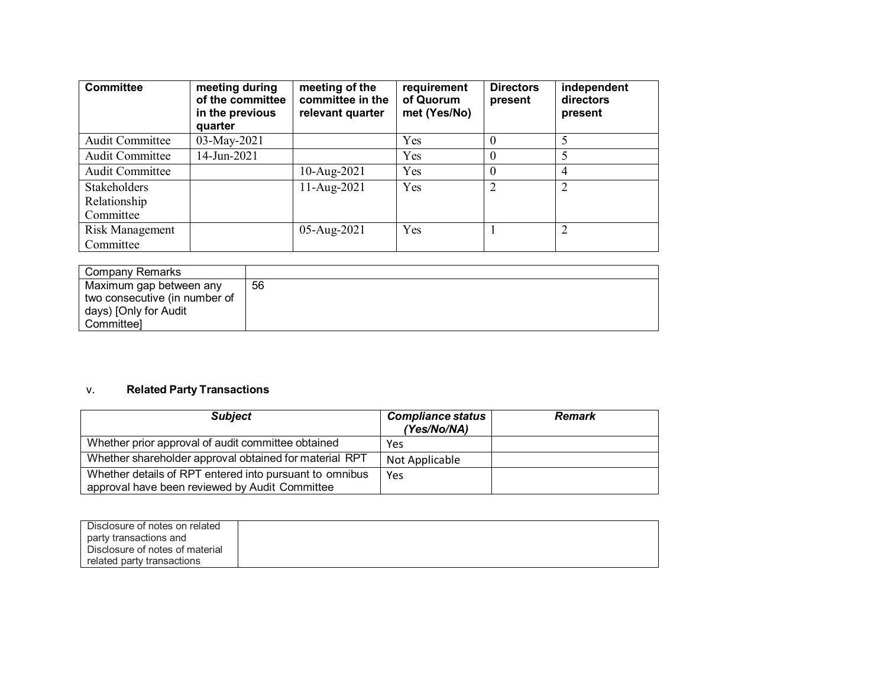| Committee | meeting during of the committee in the previous quarter | meeting of the committee in the relevant quarter | requirement of Quorum met (Yes/No) | Directors present | independent directors present |
|---|---|---|---|---|---|
| Audit Committee | 03-May-2021 | | Yes | 0 | 5 |
| Audit Committee | 14-Jun-2021 | | Yes | 0 | 5 |
| Audit Committee | | 10-Aug-2021 | Yes | 0 | 4 |
| Stakeholders Relationship Committee | | 11-Aug-2021 | Yes | 2 | 2 |
| Risk Management Committee | | 05-Aug-2021 | Yes | 1 | 2 |

| | |
|---|---|
| Company Remarks | |
| Maximum gap between any two consecutive (in number of days) [Only for Audit Committee] | 56 |

v. **Related Party Transactions**

| *Subject* | *Compliance status (Yes/No/NA)* | *Remark* |
|---|---|---|
| Whether prior approval of audit committee obtained | Yes | |
| Whether shareholder approval obtained for material RPT | Not Applicable | |
| Whether details of RPT entered into pursuant to omnibus approval have been reviewed by Audit Committee | Yes | |

| | |
|---|---|
| Disclosure of notes on related party transactions and Disclosure of notes of material related party transactions | |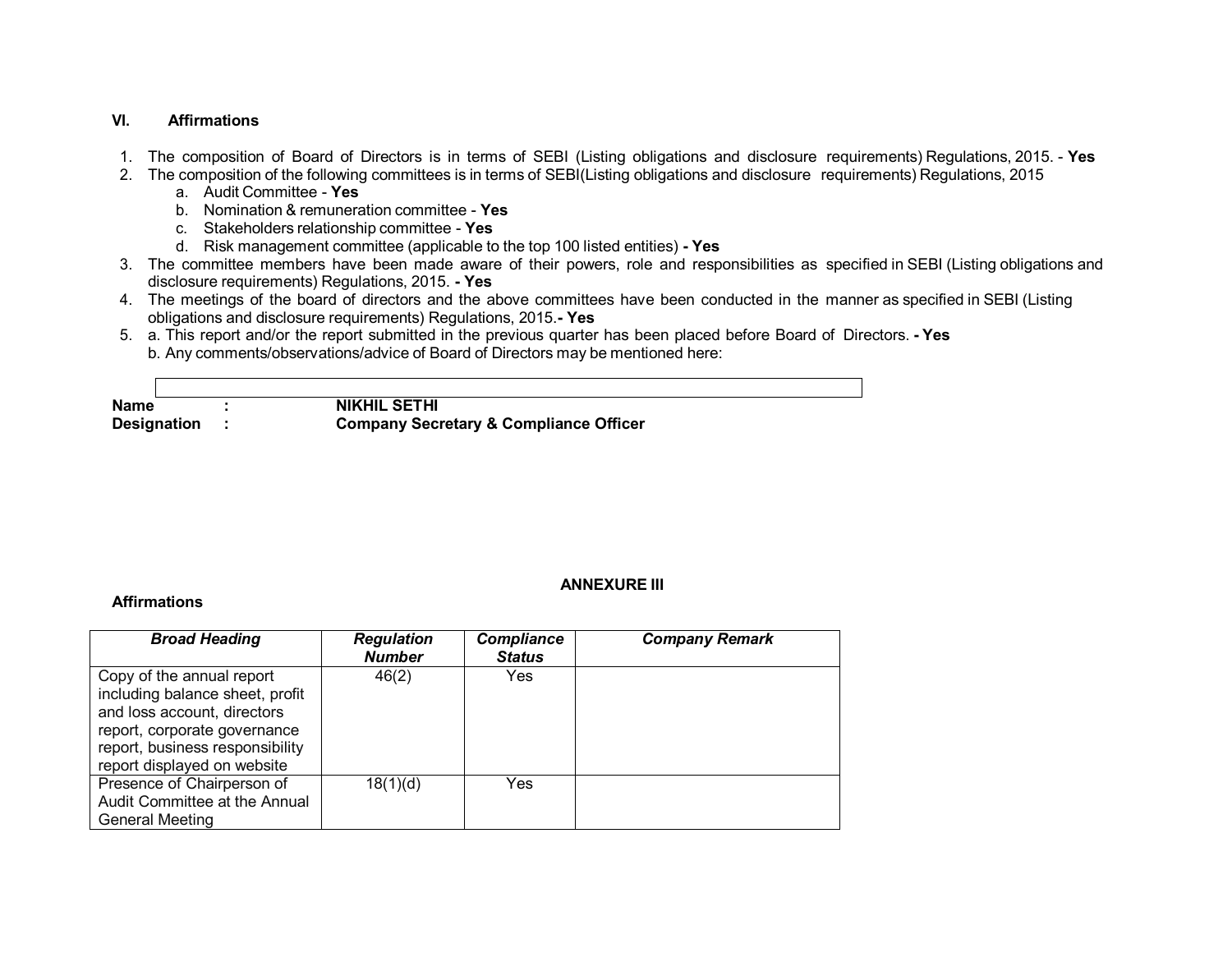### VI. Affirmations

1. The composition of Board of Directors is in terms of SEBI (Listing obligations and disclosure requirements) Regulations, 2015. - **Yes**
2. The composition of the following committees is in terms of SEBI(Listing obligations and disclosure requirements) Regulations, 2015
   a. Audit Committee - **Yes**
   b. Nomination & remuneration committee - **Yes**
   c. Stakeholders relationship committee - **Yes**
   d. Risk management committee (applicable to the top 100 listed entities) **- Yes**
3. The committee members have been made aware of their powers, role and responsibilities as specified in SEBI (Listing obligations and disclosure requirements) Regulations, 2015. **- Yes**
4. The meetings of the board of directors and the above committees have been conducted in the manner as specified in SEBI (Listing obligations and disclosure requirements) Regulations, 2015.**- Yes**
5. a. This report and/or the report submitted in the previous quarter has been placed before Board of Directors. **- Yes**
   b. Any comments/observations/advice of Board of Directors may be mentioned here:

**Name :** **NIKHIL SETHI**
**Designation :** **Company Secretary & Compliance Officer**

**ANNEXURE III**

**Affirmations**

| ***Broad Heading*** | ***Regulation Number*** | ***Compliance Status*** | ***Company Remark*** |
|---|---|---|---|
| Copy of the annual report including balance sheet, profit and loss account, directors report, corporate governance report, business responsibility report displayed on website | 46(2) | Yes | |
| Presence of Chairperson of Audit Committee at the Annual General Meeting | 18(1)(d) | Yes | |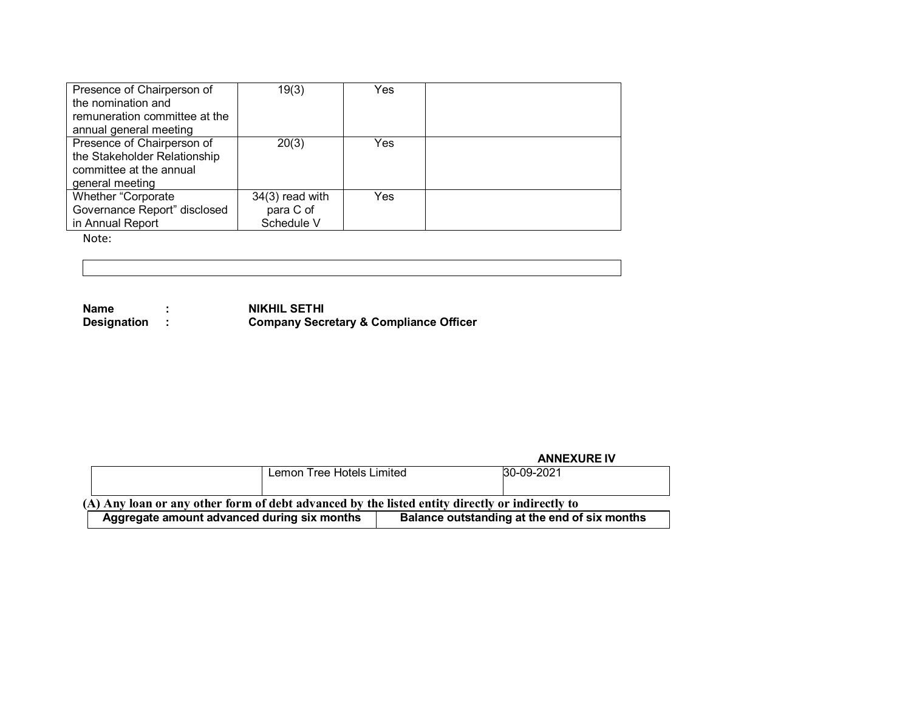| | | | |
|---|---|---|---|
| Presence of Chairperson of the nomination and remuneration committee at the annual general meeting | 19(3) | Yes | |
| Presence of Chairperson of the Stakeholder Relationship committee at the annual general meeting | 20(3) | Yes | |
| Whether "Corporate Governance Report" disclosed in Annual Report | 34(3) read with para C of Schedule V | Yes | |

Note:

| |
|---|
| |

**Name : NIKHIL SETHI**
**Designation : Company Secretary & Compliance Officer**

**ANNEXURE IV**

| | | |
|---|---|---|
| | Lemon Tree Hotels Limited | 30-09-2021 |

**(A) Any loan or any other form of debt advanced by the listed entity directly or indirectly to**

| Aggregate amount advanced during six months | Balance outstanding at the end of six months |
|---|---|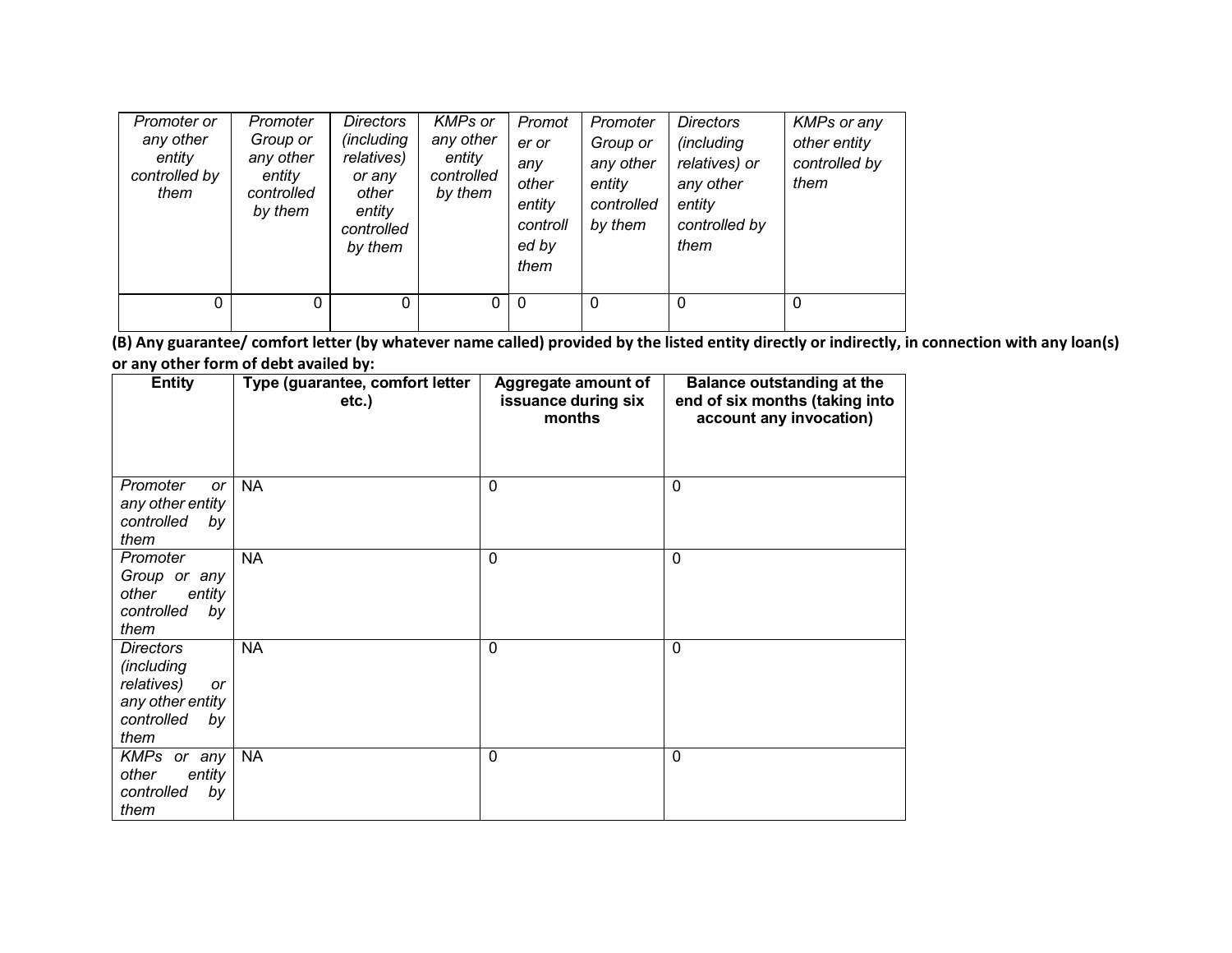| *Promoter or any other entity controlled by them* | *Promoter Group or any other entity controlled by them* | *Directors (including relatives) or any other entity controlled by them* | *KMPs or any other entity controlled by them* | *Promoter or any other entity controlled by them* | *Promoter Group or any other entity controlled by them* | *Directors (including relatives) or any other entity controlled by them* | *KMPs or any other entity controlled by them* |
|---|---|---|---|---|---|---|---|
| 0 | 0 | 0 | 0 | 0 | 0 | 0 | 0 |

**(B) Any guarantee/ comfort letter (by whatever name called) provided by the listed entity directly or indirectly, in connection with any loan(s) or any other form of debt availed by:**

| **Entity** | **Type (guarantee, comfort letter etc.)** | **Aggregate amount of issuance during six months** | **Balance outstanding at the end of six months (taking into account any invocation)** |
|---|---|---|---|
| *Promoter or any other entity controlled by them* | NA | 0 | 0 |
| *Promoter Group or any other entity controlled by them* | NA | 0 | 0 |
| *Directors (including relatives) or any other entity controlled by them* | NA | 0 | 0 |
| *KMPs or any other entity controlled by them* | NA | 0 | 0 |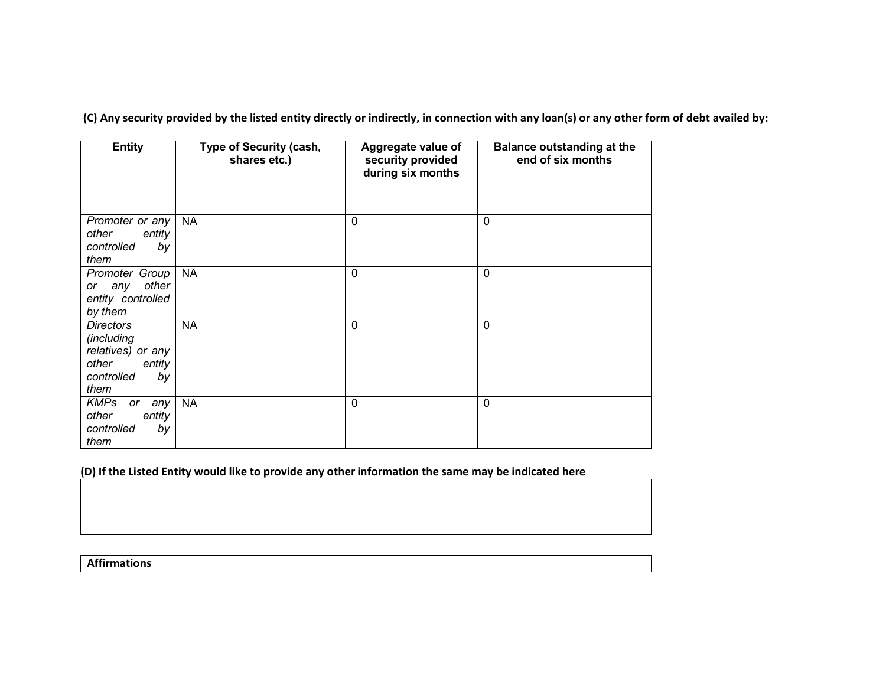**(C) Any security provided by the listed entity directly or indirectly, in connection with any loan(s) or any other form of debt availed by:**

| Entity | Type of Security (cash, shares etc.) | Aggregate value of security provided during six months | Balance outstanding at the end of six months |
|---|---|---|---|
| *Promoter or any other entity controlled by them* | NA | 0 | 0 |
| *Promoter Group or any other entity controlled by them* | NA | 0 | 0 |
| *Directors (including relatives) or any other entity controlled by them* | NA | 0 | 0 |
| *KMPs or any other entity controlled by them* | NA | 0 | 0 |

**(D) If the Listed Entity would like to provide any other information the same may be indicated here**

| |
|---|
| |

| **Affirmations** |
|---|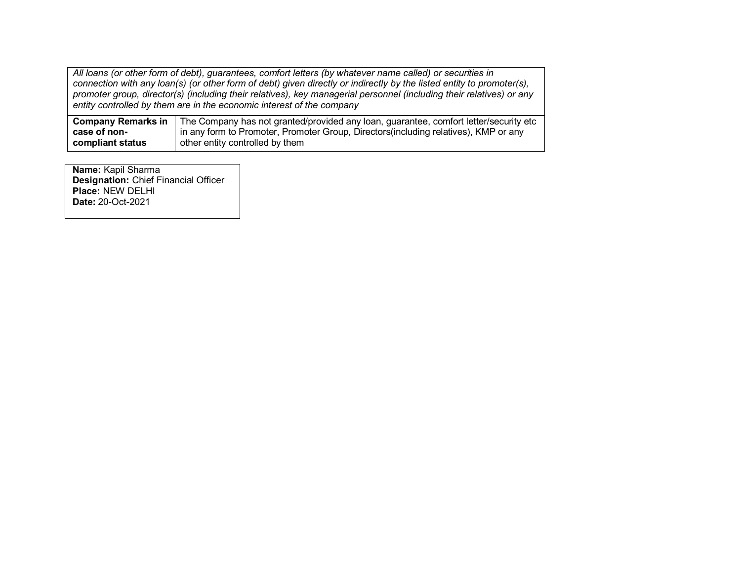| | |
|---|---|
| *All loans (or other form of debt), guarantees, comfort letters (by whatever name called) or securities in connection with any loan(s) (or other form of debt) given directly or indirectly by the listed entity to promoter(s), promoter group, director(s) (including their relatives), key managerial personnel (including their relatives) or any entity controlled by them are in the economic interest of the company* | |
| **Company Remarks in case of non-compliant status** | The Company has not granted/provided any loan, guarantee, comfort letter/security etc in any form to Promoter, Promoter Group, Directors(including relatives), KMP or any other entity controlled by them |

**Name:** Kapil Sharma
**Designation:** Chief Financial Officer
**Place:** NEW DELHI
**Date:** 20-Oct-2021